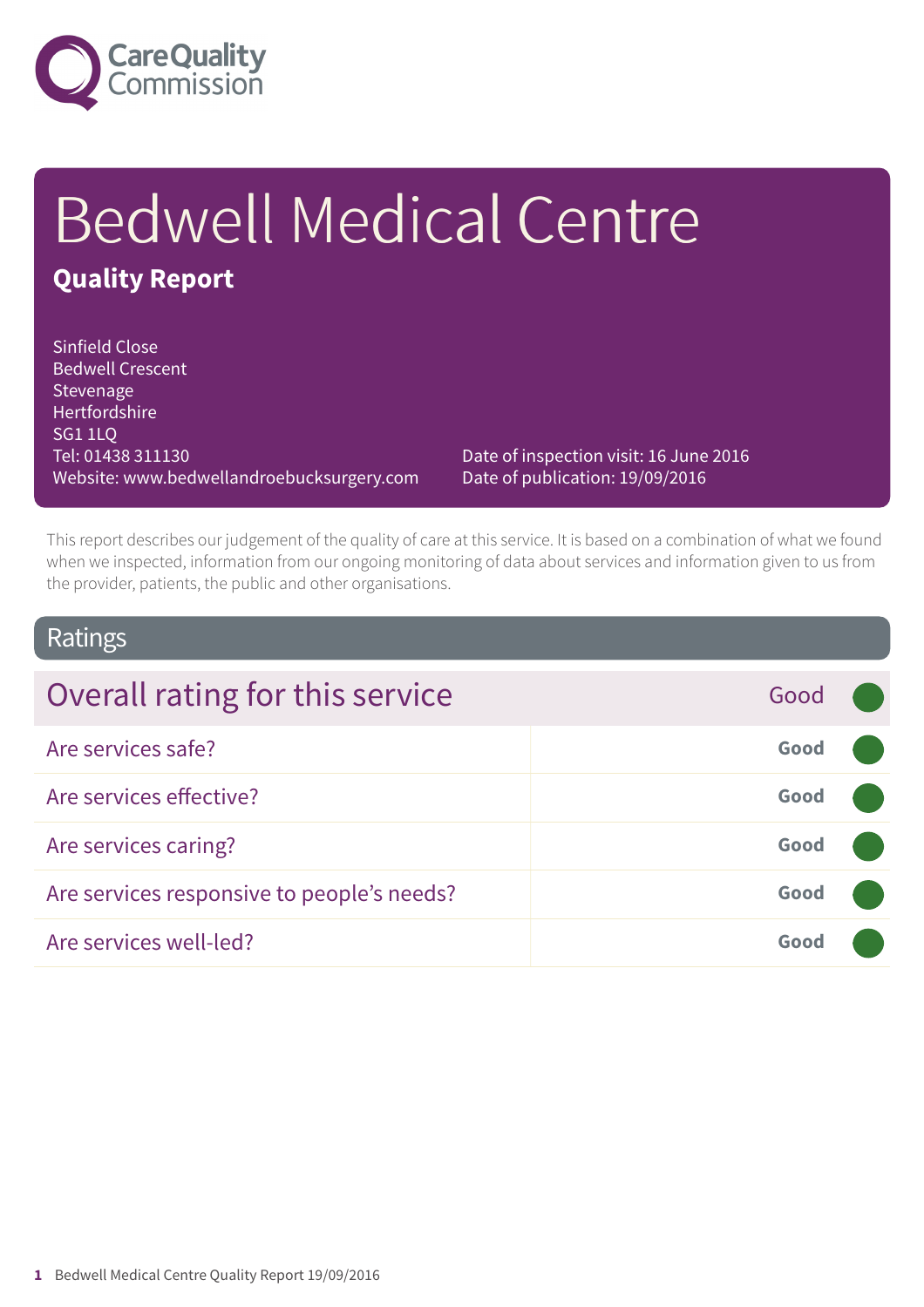# Bedwell Medical Centre

## Quality Report

Sinfield Close
Bedwell Crescent
Stevenage
Hertfordshire
SG1 1LQ
Tel: 01438 311130
Website: www.bedwellandroebucksurgery.com

Date of inspection visit: 16 June 2016
Date of publication: 19/09/2016

This report describes our judgement of the quality of care at this service. It is based on a combination of what we found when we inspected, information from our ongoing monitoring of data about services and information given to us from the provider, patients, the public and other organisations.

## Ratings

| Overall rating for this service | Good |
|---|---|
| Are services safe? | **Good** |
| Are services effective? | **Good** |
| Are services caring? | **Good** |
| Are services responsive to people's needs? | **Good** |
| Are services well-led? | **Good** |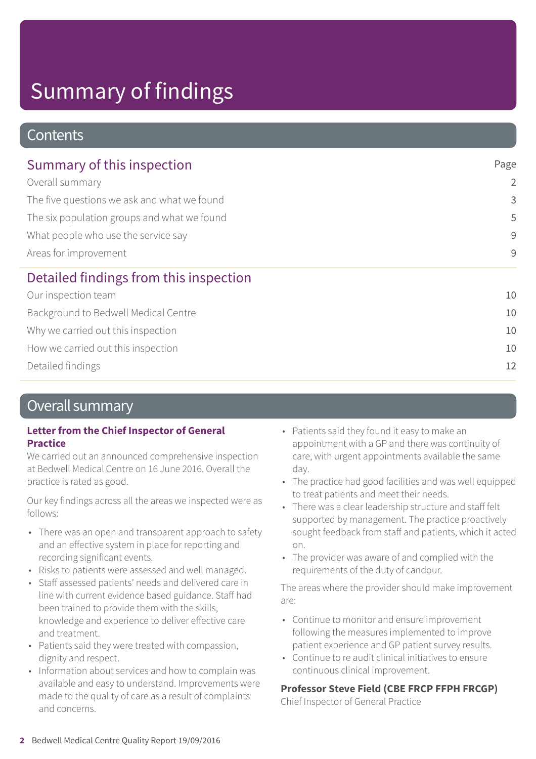# Summary of findings

## Contents

| Summary of this inspection | Page |
|---|---|
| Overall summary | 2 |
| The five questions we ask and what we found | 3 |
| The six population groups and what we found | 5 |
| What people who use the service say | 9 |
| Areas for improvement | 9 |

| Detailed findings from this inspection | |
|---|---|
| Our inspection team | 10 |
| Background to Bedwell Medical Centre | 10 |
| Why we carried out this inspection | 10 |
| How we carried out this inspection | 10 |
| Detailed findings | 12 |

## Overall summary

**Letter from the Chief Inspector of General Practice**

We carried out an announced comprehensive inspection at Bedwell Medical Centre on 16 June 2016. Overall the practice is rated as good.

Our key findings across all the areas we inspected were as follows:

- There was an open and transparent approach to safety and an effective system in place for reporting and recording significant events.
- Risks to patients were assessed and well managed.
- Staff assessed patients' needs and delivered care in line with current evidence based guidance. Staff had been trained to provide them with the skills, knowledge and experience to deliver effective care and treatment.
- Patients said they were treated with compassion, dignity and respect.
- Information about services and how to complain was available and easy to understand. Improvements were made to the quality of care as a result of complaints and concerns.
- Patients said they found it easy to make an appointment with a GP and there was continuity of care, with urgent appointments available the same day.
- The practice had good facilities and was well equipped to treat patients and meet their needs.
- There was a clear leadership structure and staff felt supported by management. The practice proactively sought feedback from staff and patients, which it acted on.
- The provider was aware of and complied with the requirements of the duty of candour.

The areas where the provider should make improvement are:

- Continue to monitor and ensure improvement following the measures implemented to improve patient experience and GP patient survey results.
- Continue to re audit clinical initiatives to ensure continuous clinical improvement.

**Professor Steve Field (CBE FRCP FFPH FRCGP)**
Chief Inspector of General Practice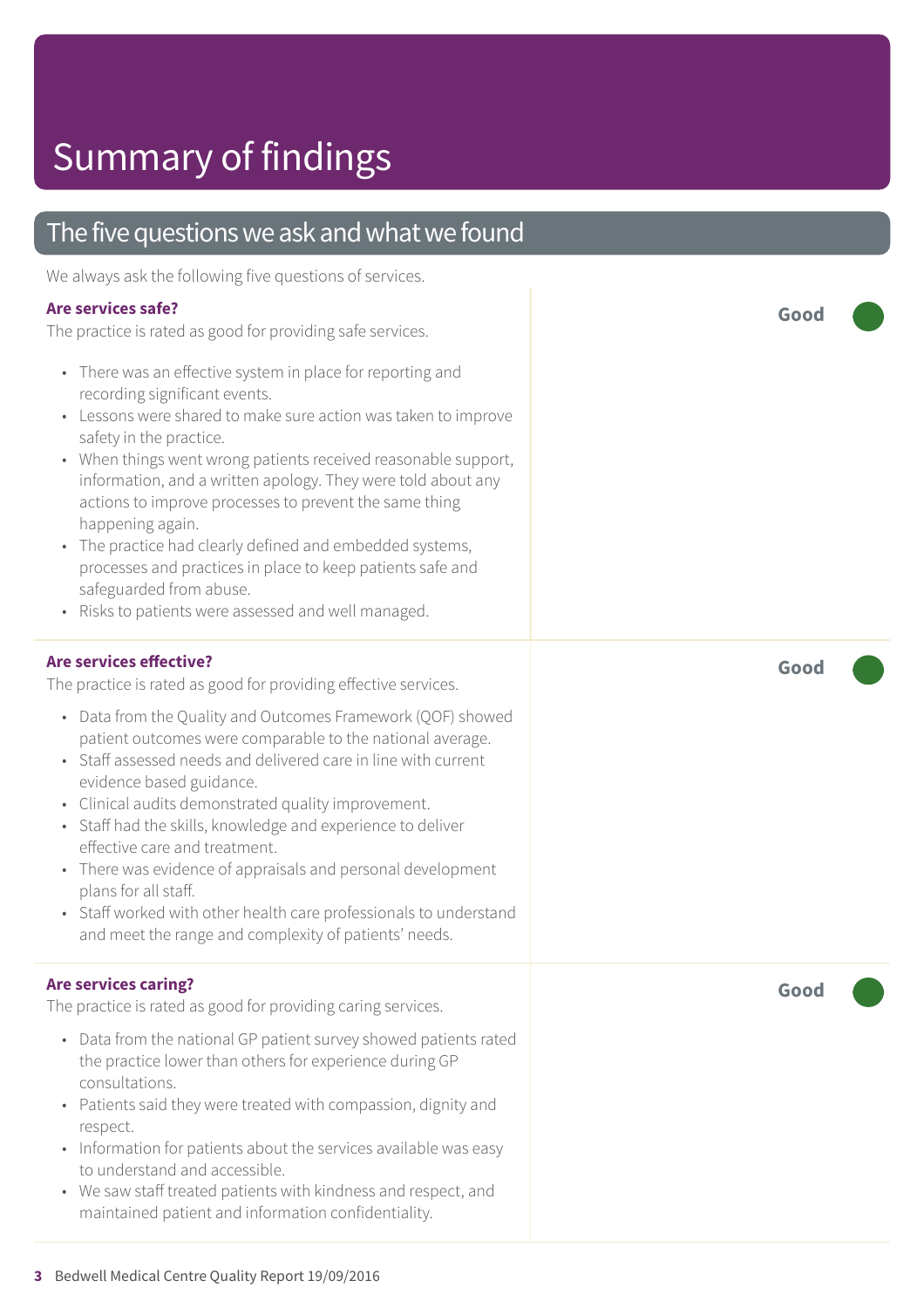# Summary of findings

## The five questions we ask and what we found

We always ask the following five questions of services.

### Are services safe?

**Good**

The practice is rated as good for providing safe services.

- There was an effective system in place for reporting and recording significant events.
- Lessons were shared to make sure action was taken to improve safety in the practice.
- When things went wrong patients received reasonable support, information, and a written apology. They were told about any actions to improve processes to prevent the same thing happening again.
- The practice had clearly defined and embedded systems, processes and practices in place to keep patients safe and safeguarded from abuse.
- Risks to patients were assessed and well managed.

### Are services effective?

**Good**

The practice is rated as good for providing effective services.

- Data from the Quality and Outcomes Framework (QOF) showed patient outcomes were comparable to the national average.
- Staff assessed needs and delivered care in line with current evidence based guidance.
- Clinical audits demonstrated quality improvement.
- Staff had the skills, knowledge and experience to deliver effective care and treatment.
- There was evidence of appraisals and personal development plans for all staff.
- Staff worked with other health care professionals to understand and meet the range and complexity of patients' needs.

### Are services caring?

**Good**

The practice is rated as good for providing caring services.

- Data from the national GP patient survey showed patients rated the practice lower than others for experience during GP consultations.
- Patients said they were treated with compassion, dignity and respect.
- Information for patients about the services available was easy to understand and accessible.
- We saw staff treated patients with kindness and respect, and maintained patient and information confidentiality.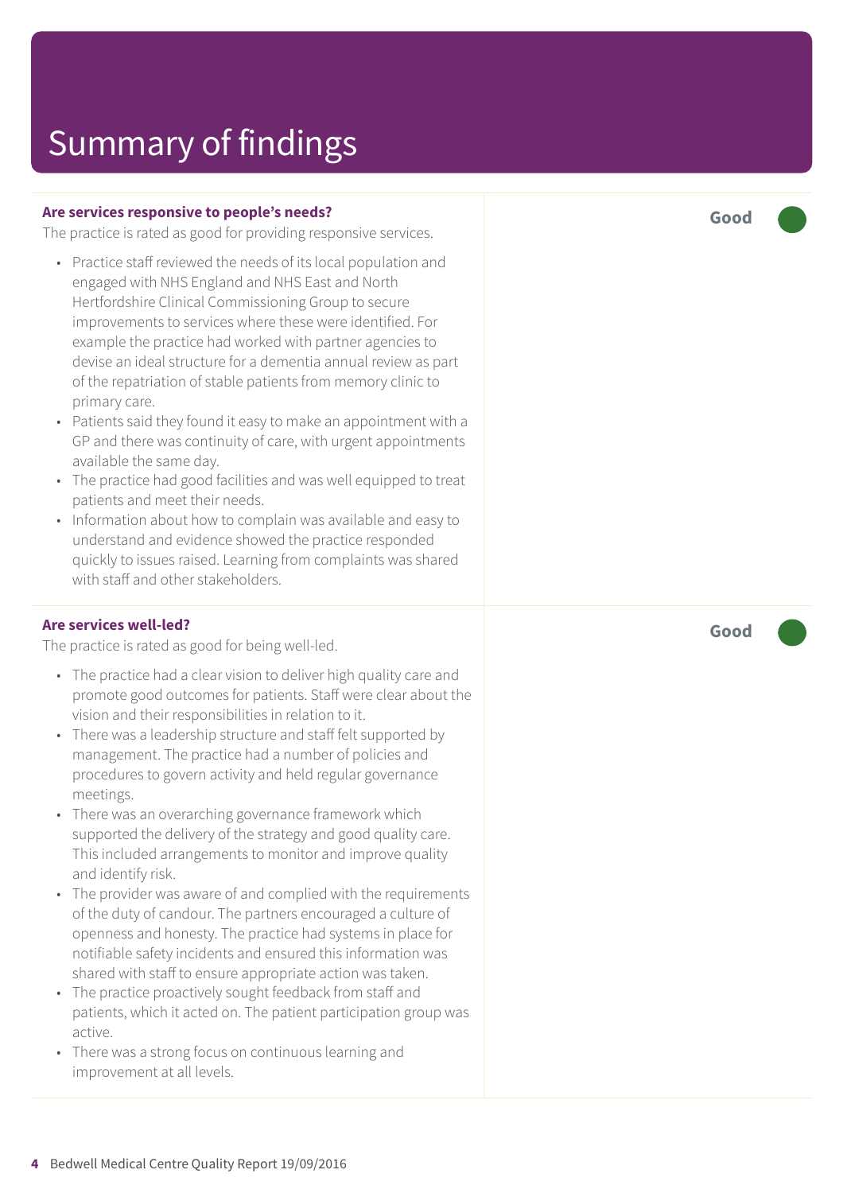# Summary of findings

**Are services responsive to people's needs?**

The practice is rated as good for providing responsive services.

**Good**

- Practice staff reviewed the needs of its local population and engaged with NHS England and NHS East and North Hertfordshire Clinical Commissioning Group to secure improvements to services where these were identified. For example the practice had worked with partner agencies to devise an ideal structure for a dementia annual review as part of the repatriation of stable patients from memory clinic to primary care.
- Patients said they found it easy to make an appointment with a GP and there was continuity of care, with urgent appointments available the same day.
- The practice had good facilities and was well equipped to treat patients and meet their needs.
- Information about how to complain was available and easy to understand and evidence showed the practice responded quickly to issues raised. Learning from complaints was shared with staff and other stakeholders.

**Are services well-led?**

The practice is rated as good for being well-led.

**Good**

- The practice had a clear vision to deliver high quality care and promote good outcomes for patients. Staff were clear about the vision and their responsibilities in relation to it.
- There was a leadership structure and staff felt supported by management. The practice had a number of policies and procedures to govern activity and held regular governance meetings.
- There was an overarching governance framework which supported the delivery of the strategy and good quality care. This included arrangements to monitor and improve quality and identify risk.
- The provider was aware of and complied with the requirements of the duty of candour. The partners encouraged a culture of openness and honesty. The practice had systems in place for notifiable safety incidents and ensured this information was shared with staff to ensure appropriate action was taken.
- The practice proactively sought feedback from staff and patients, which it acted on. The patient participation group was active.
- There was a strong focus on continuous learning and improvement at all levels.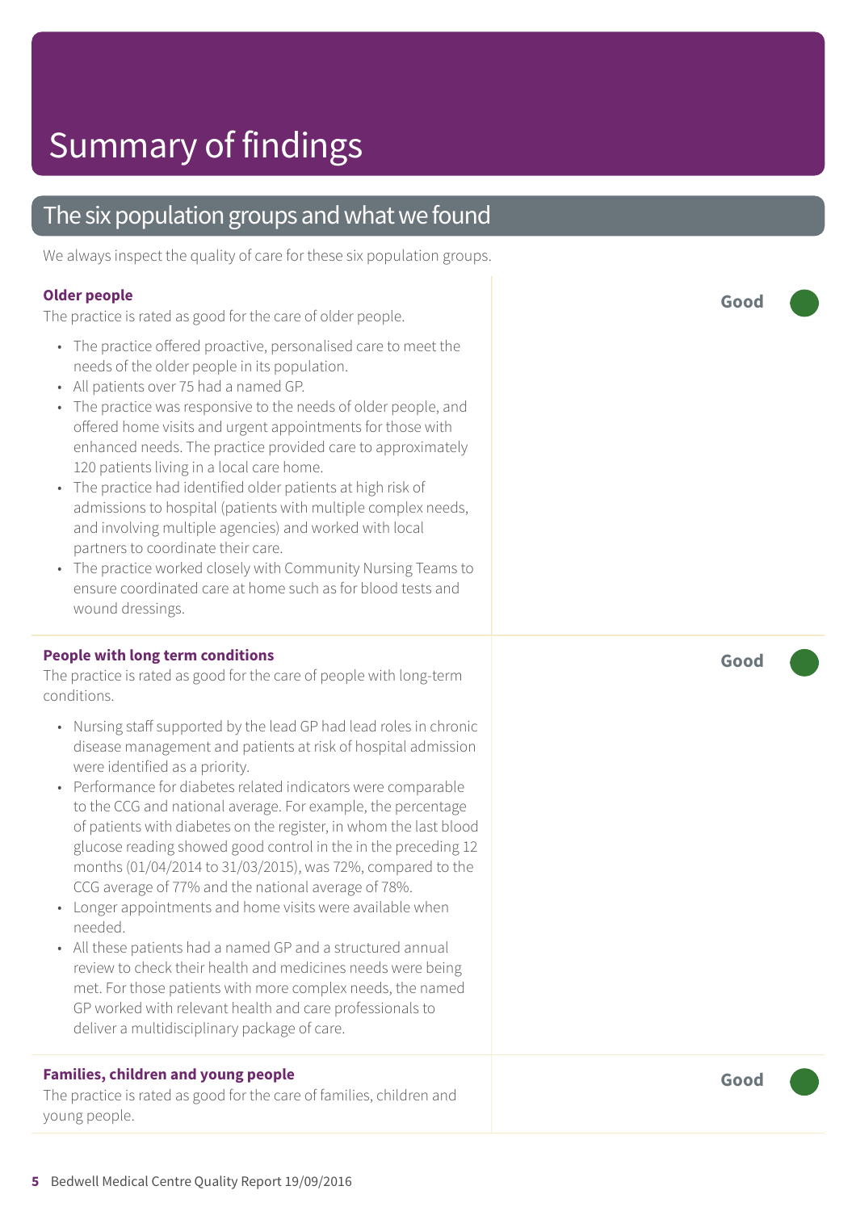# Summary of findings

## The six population groups and what we found

We always inspect the quality of care for these six population groups.

### Older people

**Good**

The practice is rated as good for the care of older people.

- The practice offered proactive, personalised care to meet the needs of the older people in its population.
- All patients over 75 had a named GP.
- The practice was responsive to the needs of older people, and offered home visits and urgent appointments for those with enhanced needs. The practice provided care to approximately 120 patients living in a local care home.
- The practice had identified older patients at high risk of admissions to hospital (patients with multiple complex needs, and involving multiple agencies) and worked with local partners to coordinate their care.
- The practice worked closely with Community Nursing Teams to ensure coordinated care at home such as for blood tests and wound dressings.

### People with long term conditions

**Good**

The practice is rated as good for the care of people with long-term conditions.

- Nursing staff supported by the lead GP had lead roles in chronic disease management and patients at risk of hospital admission were identified as a priority.
- Performance for diabetes related indicators were comparable to the CCG and national average. For example, the percentage of patients with diabetes on the register, in whom the last blood glucose reading showed good control in the in the preceding 12 months (01/04/2014 to 31/03/2015), was 72%, compared to the CCG average of 77% and the national average of 78%.
- Longer appointments and home visits were available when needed.
- All these patients had a named GP and a structured annual review to check their health and medicines needs were being met. For those patients with more complex needs, the named GP worked with relevant health and care professionals to deliver a multidisciplinary package of care.

### Families, children and young people

**Good**

The practice is rated as good for the care of families, children and young people.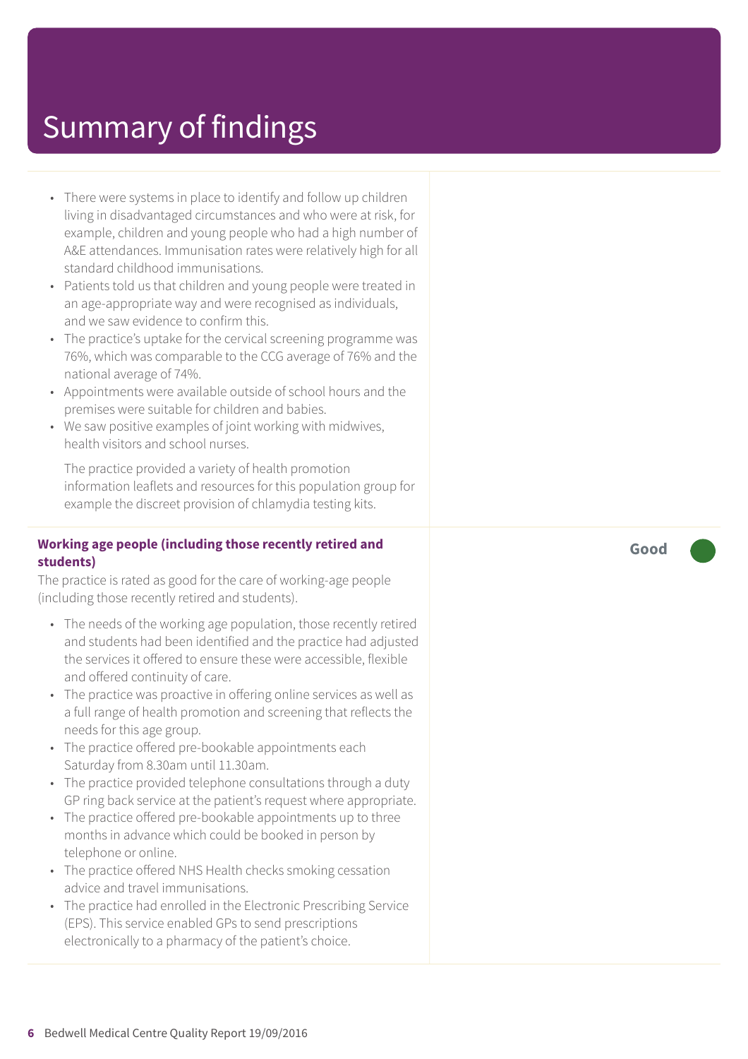# Summary of findings

- There were systems in place to identify and follow up children living in disadvantaged circumstances and who were at risk, for example, children and young people who had a high number of A&E attendances. Immunisation rates were relatively high for all standard childhood immunisations.
- Patients told us that children and young people were treated in an age-appropriate way and were recognised as individuals, and we saw evidence to confirm this.
- The practice's uptake for the cervical screening programme was 76%, which was comparable to the CCG average of 76% and the national average of 74%.
- Appointments were available outside of school hours and the premises were suitable for children and babies.
- We saw positive examples of joint working with midwives, health visitors and school nurses.

  The practice provided a variety of health promotion information leaflets and resources for this population group for example the discreet provision of chlamydia testing kits.

**Working age people (including those recently retired and students)** — **Good**

The practice is rated as good for the care of working-age people (including those recently retired and students).

- The needs of the working age population, those recently retired and students had been identified and the practice had adjusted the services it offered to ensure these were accessible, flexible and offered continuity of care.
- The practice was proactive in offering online services as well as a full range of health promotion and screening that reflects the needs for this age group.
- The practice offered pre-bookable appointments each Saturday from 8.30am until 11.30am.
- The practice provided telephone consultations through a duty GP ring back service at the patient's request where appropriate.
- The practice offered pre-bookable appointments up to three months in advance which could be booked in person by telephone or online.
- The practice offered NHS Health checks smoking cessation advice and travel immunisations.
- The practice had enrolled in the Electronic Prescribing Service (EPS). This service enabled GPs to send prescriptions electronically to a pharmacy of the patient's choice.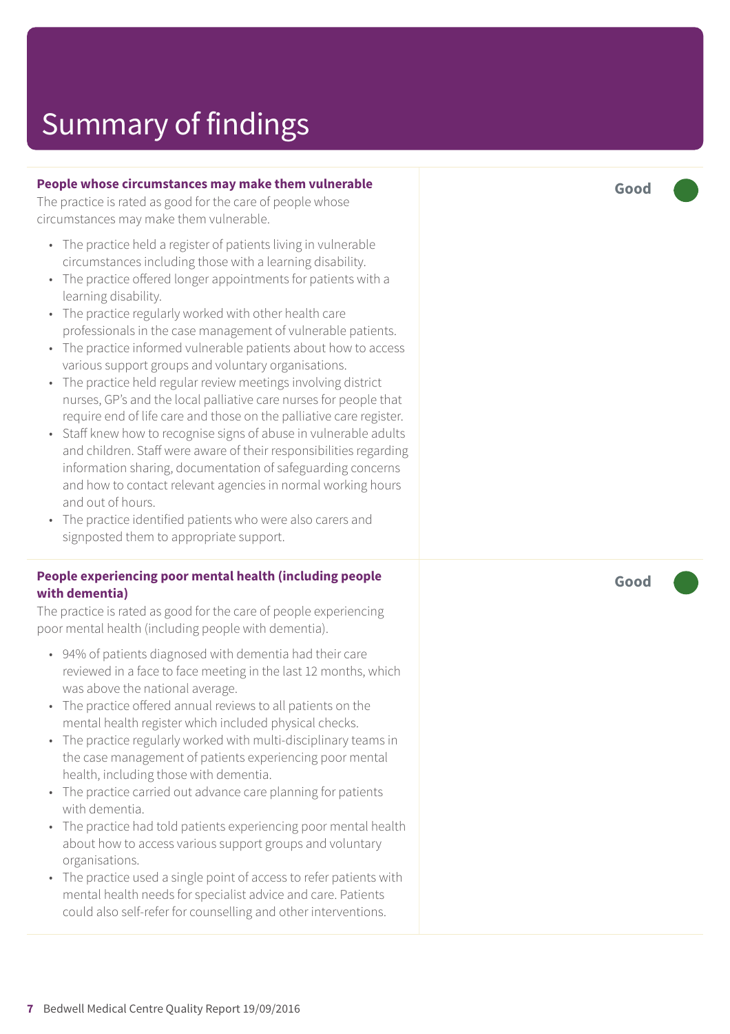# Summary of findings

### People whose circumstances may make them vulnerable

**Good**

The practice is rated as good for the care of people whose circumstances may make them vulnerable.

- The practice held a register of patients living in vulnerable circumstances including those with a learning disability.
- The practice offered longer appointments for patients with a learning disability.
- The practice regularly worked with other health care professionals in the case management of vulnerable patients.
- The practice informed vulnerable patients about how to access various support groups and voluntary organisations.
- The practice held regular review meetings involving district nurses, GP's and the local palliative care nurses for people that require end of life care and those on the palliative care register.
- Staff knew how to recognise signs of abuse in vulnerable adults and children. Staff were aware of their responsibilities regarding information sharing, documentation of safeguarding concerns and how to contact relevant agencies in normal working hours and out of hours.
- The practice identified patients who were also carers and signposted them to appropriate support.

### People experiencing poor mental health (including people with dementia)

**Good**

The practice is rated as good for the care of people experiencing poor mental health (including people with dementia).

- 94% of patients diagnosed with dementia had their care reviewed in a face to face meeting in the last 12 months, which was above the national average.
- The practice offered annual reviews to all patients on the mental health register which included physical checks.
- The practice regularly worked with multi-disciplinary teams in the case management of patients experiencing poor mental health, including those with dementia.
- The practice carried out advance care planning for patients with dementia.
- The practice had told patients experiencing poor mental health about how to access various support groups and voluntary organisations.
- The practice used a single point of access to refer patients with mental health needs for specialist advice and care. Patients could also self-refer for counselling and other interventions.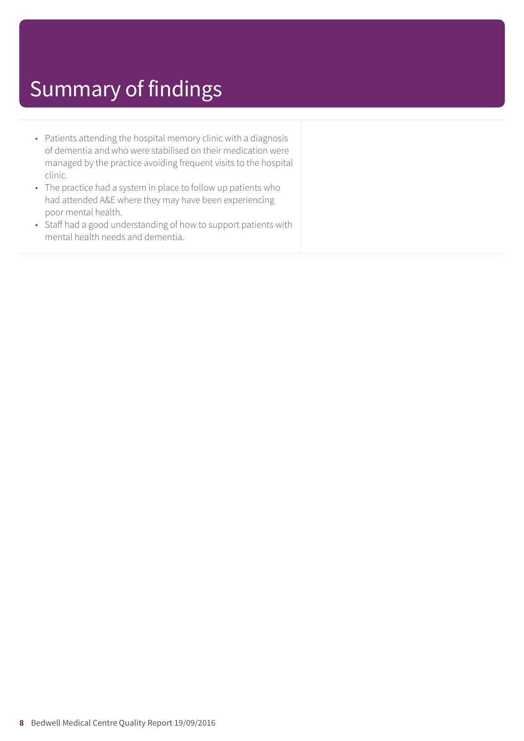# Summary of findings

- Patients attending the hospital memory clinic with a diagnosis of dementia and who were stabilised on their medication were managed by the practice avoiding frequent visits to the hospital clinic.
- The practice had a system in place to follow up patients who had attended A&E where they may have been experiencing poor mental health.
- Staff had a good understanding of how to support patients with mental health needs and dementia.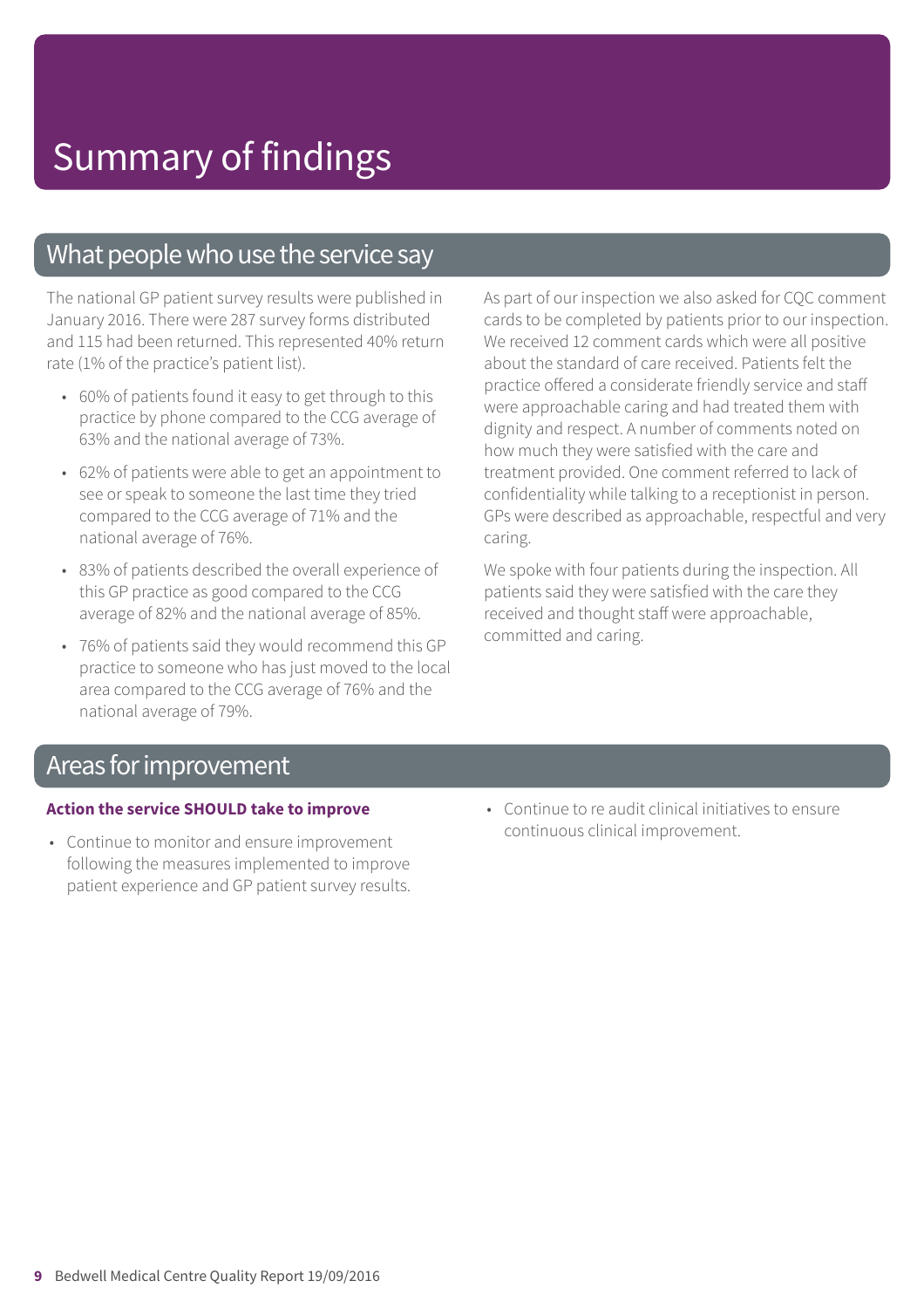# Summary of findings

## What people who use the service say

The national GP patient survey results were published in January 2016. There were 287 survey forms distributed and 115 had been returned. This represented 40% return rate (1% of the practice's patient list).

- 60% of patients found it easy to get through to this practice by phone compared to the CCG average of 63% and the national average of 73%.
- 62% of patients were able to get an appointment to see or speak to someone the last time they tried compared to the CCG average of 71% and the national average of 76%.
- 83% of patients described the overall experience of this GP practice as good compared to the CCG average of 82% and the national average of 85%.
- 76% of patients said they would recommend this GP practice to someone who has just moved to the local area compared to the CCG average of 76% and the national average of 79%.

As part of our inspection we also asked for CQC comment cards to be completed by patients prior to our inspection. We received 12 comment cards which were all positive about the standard of care received. Patients felt the practice offered a considerate friendly service and staff were approachable caring and had treated them with dignity and respect. A number of comments noted on how much they were satisfied with the care and treatment provided. One comment referred to lack of confidentiality while talking to a receptionist in person. GPs were described as approachable, respectful and very caring.

We spoke with four patients during the inspection. All patients said they were satisfied with the care they received and thought staff were approachable, committed and caring.

## Areas for improvement

**Action the service SHOULD take to improve**

- Continue to monitor and ensure improvement following the measures implemented to improve patient experience and GP patient survey results.
- Continue to re audit clinical initiatives to ensure continuous clinical improvement.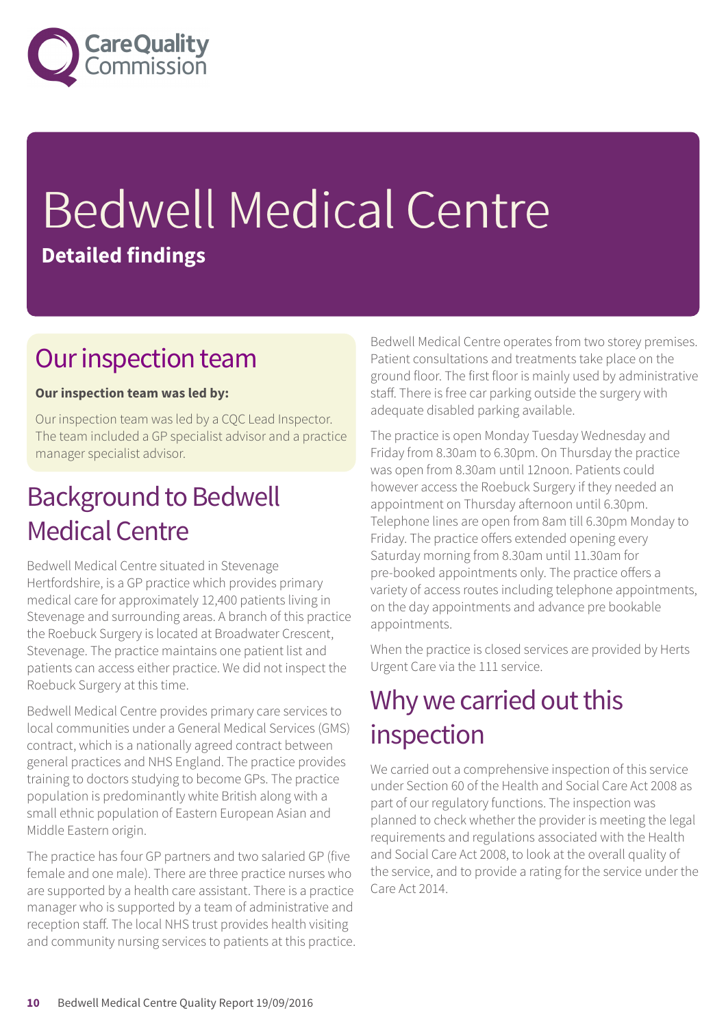# Bedwell Medical Centre

**Detailed findings**

## Our inspection team

**Our inspection team was led by:**

Our inspection team was led by a CQC Lead Inspector. The team included a GP specialist advisor and a practice manager specialist advisor.

## Background to Bedwell Medical Centre

Bedwell Medical Centre situated in Stevenage Hertfordshire, is a GP practice which provides primary medical care for approximately 12,400 patients living in Stevenage and surrounding areas. A branch of this practice the Roebuck Surgery is located at Broadwater Crescent, Stevenage. The practice maintains one patient list and patients can access either practice. We did not inspect the Roebuck Surgery at this time.

Bedwell Medical Centre provides primary care services to local communities under a General Medical Services (GMS) contract, which is a nationally agreed contract between general practices and NHS England. The practice provides training to doctors studying to become GPs. The practice population is predominantly white British along with a small ethnic population of Eastern European Asian and Middle Eastern origin.

The practice has four GP partners and two salaried GP (five female and one male). There are three practice nurses who are supported by a health care assistant. There is a practice manager who is supported by a team of administrative and reception staff. The local NHS trust provides health visiting and community nursing services to patients at this practice.

Bedwell Medical Centre operates from two storey premises. Patient consultations and treatments take place on the ground floor. The first floor is mainly used by administrative staff. There is free car parking outside the surgery with adequate disabled parking available.

The practice is open Monday Tuesday Wednesday and Friday from 8.30am to 6.30pm. On Thursday the practice was open from 8.30am until 12noon. Patients could however access the Roebuck Surgery if they needed an appointment on Thursday afternoon until 6.30pm. Telephone lines are open from 8am till 6.30pm Monday to Friday. The practice offers extended opening every Saturday morning from 8.30am until 11.30am for pre-booked appointments only. The practice offers a variety of access routes including telephone appointments, on the day appointments and advance pre bookable appointments.

When the practice is closed services are provided by Herts Urgent Care via the 111 service.

## Why we carried out this inspection

We carried out a comprehensive inspection of this service under Section 60 of the Health and Social Care Act 2008 as part of our regulatory functions. The inspection was planned to check whether the provider is meeting the legal requirements and regulations associated with the Health and Social Care Act 2008, to look at the overall quality of the service, and to provide a rating for the service under the Care Act 2014.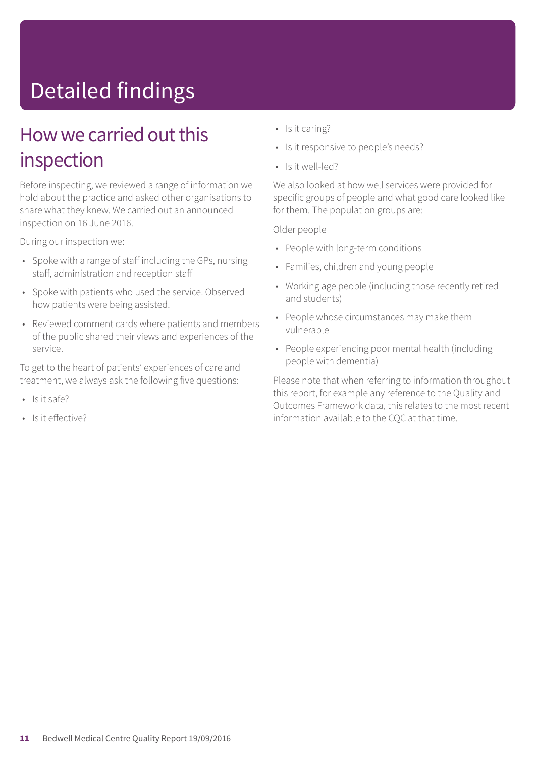# Detailed findings

## How we carried out this inspection

Before inspecting, we reviewed a range of information we hold about the practice and asked other organisations to share what they knew. We carried out an announced inspection on 16 June 2016.

During our inspection we:

- Spoke with a range of staff including the GPs, nursing staff, administration and reception staff
- Spoke with patients who used the service. Observed how patients were being assisted.
- Reviewed comment cards where patients and members of the public shared their views and experiences of the service.

To get to the heart of patients' experiences of care and treatment, we always ask the following five questions:

- Is it safe?
- Is it effective?
- Is it caring?
- Is it responsive to people's needs?
- Is it well-led?

We also looked at how well services were provided for specific groups of people and what good care looked like for them. The population groups are:

Older people

- People with long-term conditions
- Families, children and young people
- Working age people (including those recently retired and students)
- People whose circumstances may make them vulnerable
- People experiencing poor mental health (including people with dementia)

Please note that when referring to information throughout this report, for example any reference to the Quality and Outcomes Framework data, this relates to the most recent information available to the CQC at that time.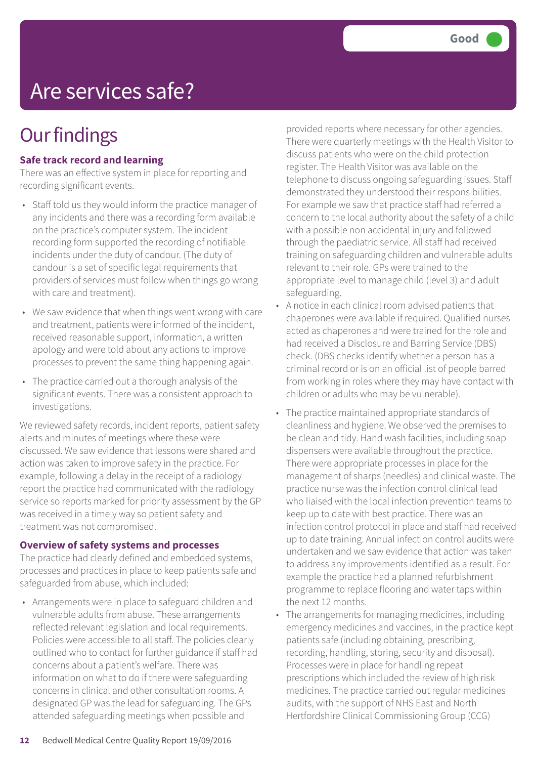Good

# Are services safe?

## Our findings

### Safe track record and learning

There was an effective system in place for reporting and recording significant events.

- Staff told us they would inform the practice manager of any incidents and there was a recording form available on the practice's computer system. The incident recording form supported the recording of notifiable incidents under the duty of candour. (The duty of candour is a set of specific legal requirements that providers of services must follow when things go wrong with care and treatment).
- We saw evidence that when things went wrong with care and treatment, patients were informed of the incident, received reasonable support, information, a written apology and were told about any actions to improve processes to prevent the same thing happening again.
- The practice carried out a thorough analysis of the significant events. There was a consistent approach to investigations.

We reviewed safety records, incident reports, patient safety alerts and minutes of meetings where these were discussed. We saw evidence that lessons were shared and action was taken to improve safety in the practice. For example, following a delay in the receipt of a radiology report the practice had communicated with the radiology service so reports marked for priority assessment by the GP was received in a timely way so patient safety and treatment was not compromised.

### Overview of safety systems and processes

The practice had clearly defined and embedded systems, processes and practices in place to keep patients safe and safeguarded from abuse, which included:

- Arrangements were in place to safeguard children and vulnerable adults from abuse. These arrangements reflected relevant legislation and local requirements. Policies were accessible to all staff. The policies clearly outlined who to contact for further guidance if staff had concerns about a patient's welfare. There was information on what to do if there were safeguarding concerns in clinical and other consultation rooms. A designated GP was the lead for safeguarding. The GPs attended safeguarding meetings when possible and provided reports where necessary for other agencies. There were quarterly meetings with the Health Visitor to discuss patients who were on the child protection register. The Health Visitor was available on the telephone to discuss ongoing safeguarding issues. Staff demonstrated they understood their responsibilities. For example we saw that practice staff had referred a concern to the local authority about the safety of a child with a possible non accidental injury and followed through the paediatric service. All staff had received training on safeguarding children and vulnerable adults relevant to their role. GPs were trained to the appropriate level to manage child (level 3) and adult safeguarding.
- A notice in each clinical room advised patients that chaperones were available if required. Qualified nurses acted as chaperones and were trained for the role and had received a Disclosure and Barring Service (DBS) check. (DBS checks identify whether a person has a criminal record or is on an official list of people barred from working in roles where they may have contact with children or adults who may be vulnerable).
- The practice maintained appropriate standards of cleanliness and hygiene. We observed the premises to be clean and tidy. Hand wash facilities, including soap dispensers were available throughout the practice. There were appropriate processes in place for the management of sharps (needles) and clinical waste. The practice nurse was the infection control clinical lead who liaised with the local infection prevention teams to keep up to date with best practice. There was an infection control protocol in place and staff had received up to date training. Annual infection control audits were undertaken and we saw evidence that action was taken to address any improvements identified as a result. For example the practice had a planned refurbishment programme to replace flooring and water taps within the next 12 months.
- The arrangements for managing medicines, including emergency medicines and vaccines, in the practice kept patients safe (including obtaining, prescribing, recording, handling, storing, security and disposal). Processes were in place for handling repeat prescriptions which included the review of high risk medicines. The practice carried out regular medicines audits, with the support of NHS East and North Hertfordshire Clinical Commissioning Group (CCG)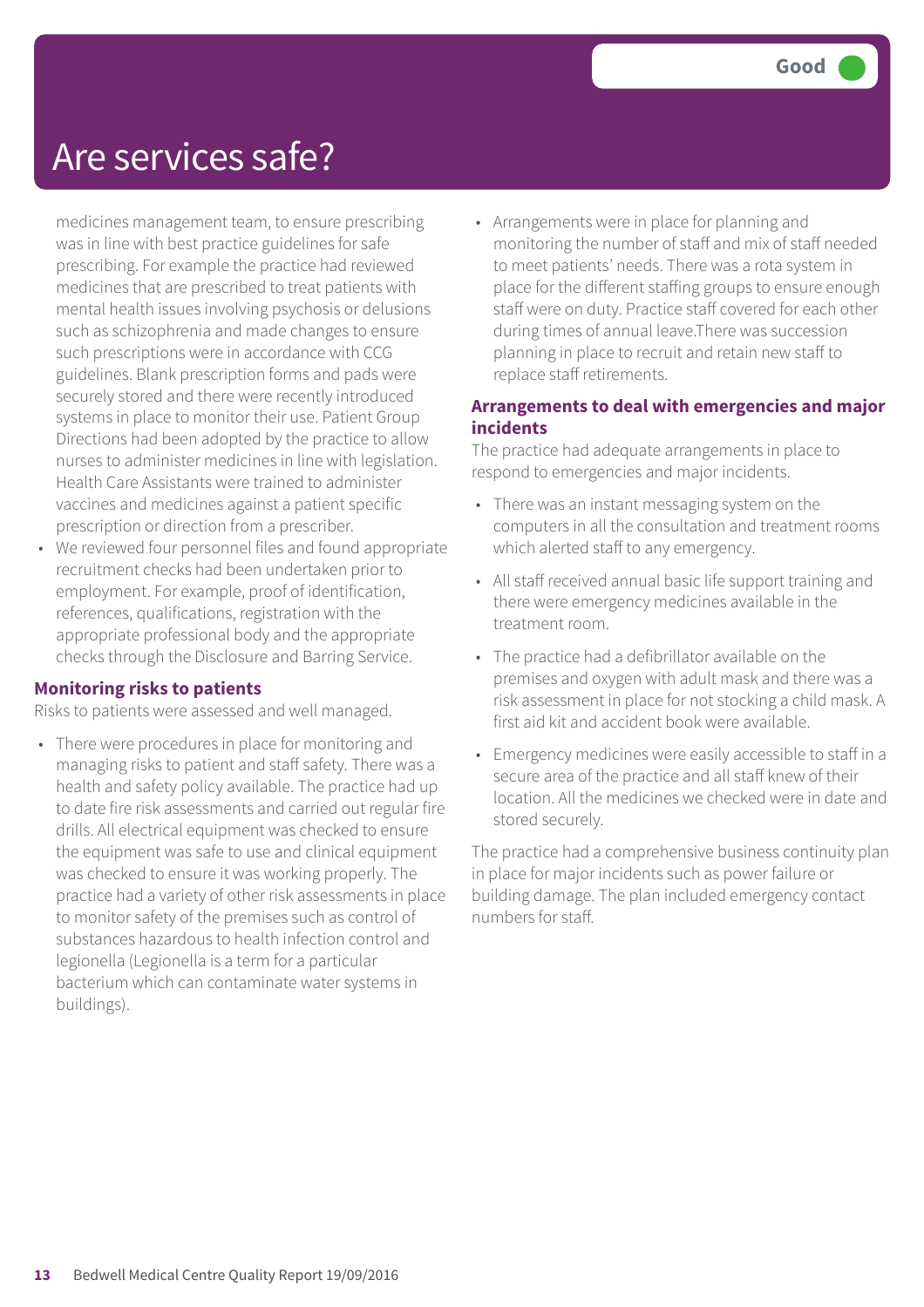# Are services safe?

Good

medicines management team, to ensure prescribing was in line with best practice guidelines for safe prescribing. For example the practice had reviewed medicines that are prescribed to treat patients with mental health issues involving psychosis or delusions such as schizophrenia and made changes to ensure such prescriptions were in accordance with CCG guidelines. Blank prescription forms and pads were securely stored and there were recently introduced systems in place to monitor their use. Patient Group Directions had been adopted by the practice to allow nurses to administer medicines in line with legislation. Health Care Assistants were trained to administer vaccines and medicines against a patient specific prescription or direction from a prescriber.

- We reviewed four personnel files and found appropriate recruitment checks had been undertaken prior to employment. For example, proof of identification, references, qualifications, registration with the appropriate professional body and the appropriate checks through the Disclosure and Barring Service.

### Monitoring risks to patients

Risks to patients were assessed and well managed.

- There were procedures in place for monitoring and managing risks to patient and staff safety. There was a health and safety policy available. The practice had up to date fire risk assessments and carried out regular fire drills. All electrical equipment was checked to ensure the equipment was safe to use and clinical equipment was checked to ensure it was working properly. The practice had a variety of other risk assessments in place to monitor safety of the premises such as control of substances hazardous to health infection control and legionella (Legionella is a term for a particular bacterium which can contaminate water systems in buildings).
- Arrangements were in place for planning and monitoring the number of staff and mix of staff needed to meet patients' needs. There was a rota system in place for the different staffing groups to ensure enough staff were on duty. Practice staff covered for each other during times of annual leave.There was succession planning in place to recruit and retain new staff to replace staff retirements.

### Arrangements to deal with emergencies and major incidents

The practice had adequate arrangements in place to respond to emergencies and major incidents.

- There was an instant messaging system on the computers in all the consultation and treatment rooms which alerted staff to any emergency.
- All staff received annual basic life support training and there were emergency medicines available in the treatment room.
- The practice had a defibrillator available on the premises and oxygen with adult mask and there was a risk assessment in place for not stocking a child mask. A first aid kit and accident book were available.
- Emergency medicines were easily accessible to staff in a secure area of the practice and all staff knew of their location. All the medicines we checked were in date and stored securely.

The practice had a comprehensive business continuity plan in place for major incidents such as power failure or building damage. The plan included emergency contact numbers for staff.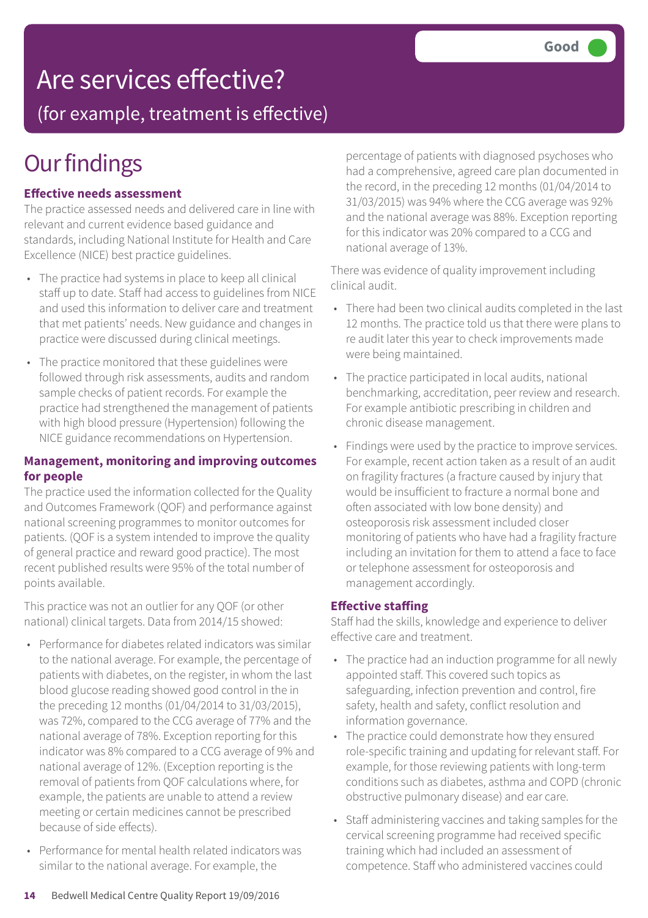# Are services effective?

## (for example, treatment is effective)

**Good**

# Our findings

### Effective needs assessment

The practice assessed needs and delivered care in line with relevant and current evidence based guidance and standards, including National Institute for Health and Care Excellence (NICE) best practice guidelines.

- The practice had systems in place to keep all clinical staff up to date. Staff had access to guidelines from NICE and used this information to deliver care and treatment that met patients' needs. New guidance and changes in practice were discussed during clinical meetings.
- The practice monitored that these guidelines were followed through risk assessments, audits and random sample checks of patient records. For example the practice had strengthened the management of patients with high blood pressure (Hypertension) following the NICE guidance recommendations on Hypertension.

### Management, monitoring and improving outcomes for people

The practice used the information collected for the Quality and Outcomes Framework (QOF) and performance against national screening programmes to monitor outcomes for patients. (QOF is a system intended to improve the quality of general practice and reward good practice). The most recent published results were 95% of the total number of points available.

This practice was not an outlier for any QOF (or other national) clinical targets. Data from 2014/15 showed:

- Performance for diabetes related indicators was similar to the national average. For example, the percentage of patients with diabetes, on the register, in whom the last blood glucose reading showed good control in the in the preceding 12 months (01/04/2014 to 31/03/2015), was 72%, compared to the CCG average of 77% and the national average of 78%. Exception reporting for this indicator was 8% compared to a CCG average of 9% and national average of 12%. (Exception reporting is the removal of patients from QOF calculations where, for example, the patients are unable to attend a review meeting or certain medicines cannot be prescribed because of side effects).
- Performance for mental health related indicators was similar to the national average. For example, the percentage of patients with diagnosed psychoses who had a comprehensive, agreed care plan documented in the record, in the preceding 12 months (01/04/2014 to 31/03/2015) was 94% where the CCG average was 92% and the national average was 88%. Exception reporting for this indicator was 20% compared to a CCG and national average of 13%.

There was evidence of quality improvement including clinical audit.

- There had been two clinical audits completed in the last 12 months. The practice told us that there were plans to re audit later this year to check improvements made were being maintained.
- The practice participated in local audits, national benchmarking, accreditation, peer review and research. For example antibiotic prescribing in children and chronic disease management.
- Findings were used by the practice to improve services. For example, recent action taken as a result of an audit on fragility fractures (a fracture caused by injury that would be insufficient to fracture a normal bone and often associated with low bone density) and osteoporosis risk assessment included closer monitoring of patients who have had a fragility fracture including an invitation for them to attend a face to face or telephone assessment for osteoporosis and management accordingly.

### Effective staffing

Staff had the skills, knowledge and experience to deliver effective care and treatment.

- The practice had an induction programme for all newly appointed staff. This covered such topics as safeguarding, infection prevention and control, fire safety, health and safety, conflict resolution and information governance.
- The practice could demonstrate how they ensured role-specific training and updating for relevant staff. For example, for those reviewing patients with long-term conditions such as diabetes, asthma and COPD (chronic obstructive pulmonary disease) and ear care.
- Staff administering vaccines and taking samples for the cervical screening programme had received specific training which had included an assessment of competence. Staff who administered vaccines could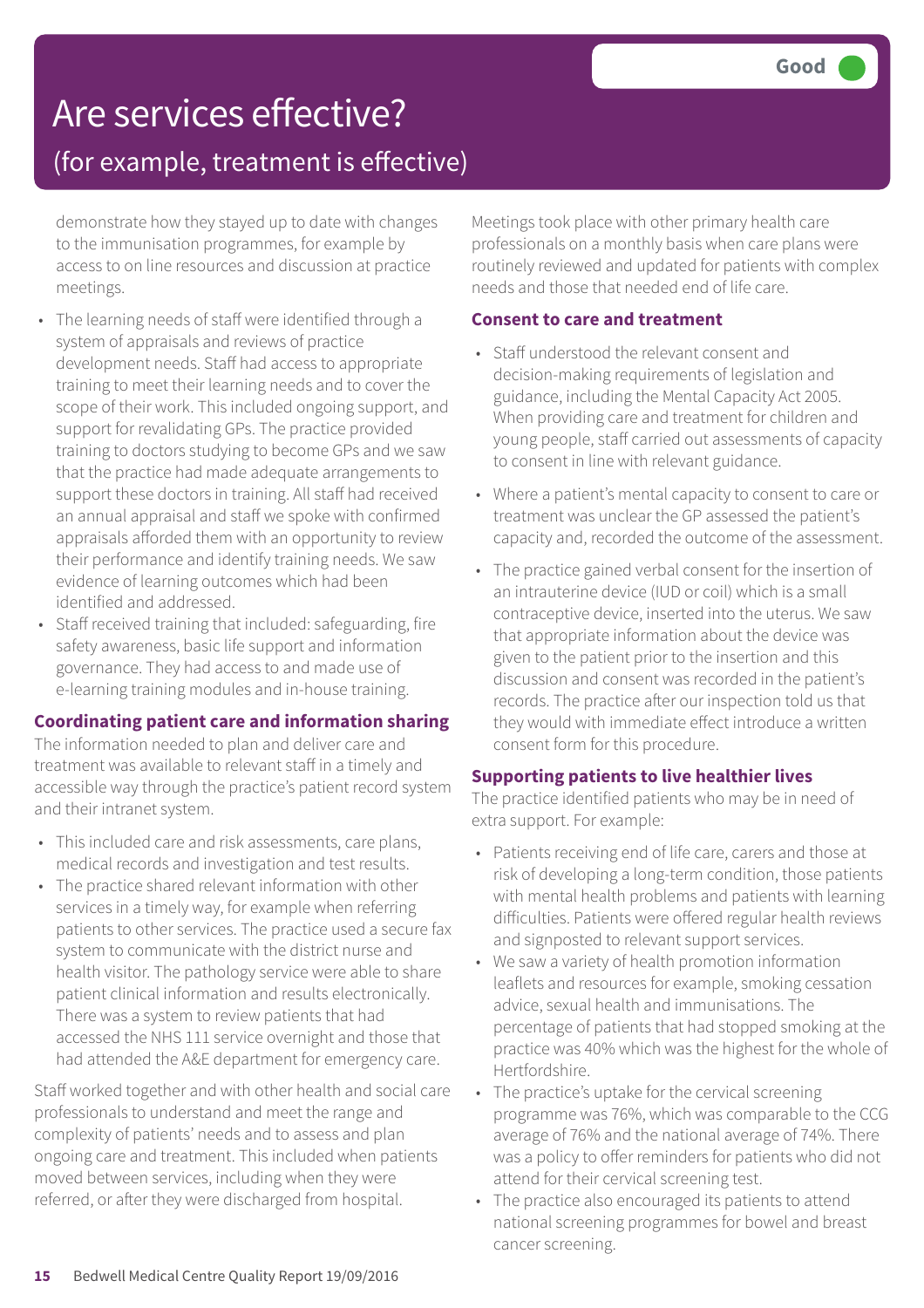# Are services effective?

## (for example, treatment is effective)

**Good**

demonstrate how they stayed up to date with changes to the immunisation programmes, for example by access to on line resources and discussion at practice meetings.

- The learning needs of staff were identified through a system of appraisals and reviews of practice development needs. Staff had access to appropriate training to meet their learning needs and to cover the scope of their work. This included ongoing support, and support for revalidating GPs. The practice provided training to doctors studying to become GPs and we saw that the practice had made adequate arrangements to support these doctors in training. All staff had received an annual appraisal and staff we spoke with confirmed appraisals afforded them with an opportunity to review their performance and identify training needs. We saw evidence of learning outcomes which had been identified and addressed.
- Staff received training that included: safeguarding, fire safety awareness, basic life support and information governance. They had access to and made use of e-learning training modules and in-house training.

### Coordinating patient care and information sharing

The information needed to plan and deliver care and treatment was available to relevant staff in a timely and accessible way through the practice's patient record system and their intranet system.

- This included care and risk assessments, care plans, medical records and investigation and test results.
- The practice shared relevant information with other services in a timely way, for example when referring patients to other services. The practice used a secure fax system to communicate with the district nurse and health visitor. The pathology service were able to share patient clinical information and results electronically. There was a system to review patients that had accessed the NHS 111 service overnight and those that had attended the A&E department for emergency care.

Staff worked together and with other health and social care professionals to understand and meet the range and complexity of patients' needs and to assess and plan ongoing care and treatment. This included when patients moved between services, including when they were referred, or after they were discharged from hospital.

Meetings took place with other primary health care professionals on a monthly basis when care plans were routinely reviewed and updated for patients with complex needs and those that needed end of life care.

### Consent to care and treatment

- Staff understood the relevant consent and decision-making requirements of legislation and guidance, including the Mental Capacity Act 2005. When providing care and treatment for children and young people, staff carried out assessments of capacity to consent in line with relevant guidance.
- Where a patient's mental capacity to consent to care or treatment was unclear the GP assessed the patient's capacity and, recorded the outcome of the assessment.
- The practice gained verbal consent for the insertion of an intrauterine device (IUD or coil) which is a small contraceptive device, inserted into the uterus. We saw that appropriate information about the device was given to the patient prior to the insertion and this discussion and consent was recorded in the patient's records. The practice after our inspection told us that they would with immediate effect introduce a written consent form for this procedure.

### Supporting patients to live healthier lives

The practice identified patients who may be in need of extra support. For example:

- Patients receiving end of life care, carers and those at risk of developing a long-term condition, those patients with mental health problems and patients with learning difficulties. Patients were offered regular health reviews and signposted to relevant support services.
- We saw a variety of health promotion information leaflets and resources for example, smoking cessation advice, sexual health and immunisations. The percentage of patients that had stopped smoking at the practice was 40% which was the highest for the whole of Hertfordshire.
- The practice's uptake for the cervical screening programme was 76%, which was comparable to the CCG average of 76% and the national average of 74%. There was a policy to offer reminders for patients who did not attend for their cervical screening test.
- The practice also encouraged its patients to attend national screening programmes for bowel and breast cancer screening.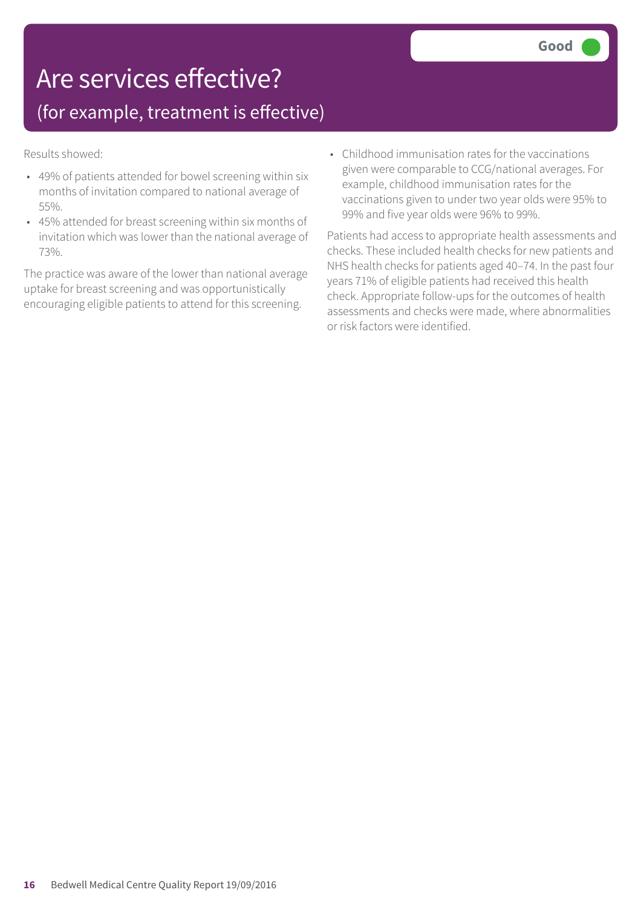# Are services effective?

## (for example, treatment is effective)

**Good**

Results showed:

- 49% of patients attended for bowel screening within six months of invitation compared to national average of 55%.
- 45% attended for breast screening within six months of invitation which was lower than the national average of 73%.

The practice was aware of the lower than national average uptake for breast screening and was opportunistically encouraging eligible patients to attend for this screening.

- Childhood immunisation rates for the vaccinations given were comparable to CCG/national averages. For example, childhood immunisation rates for the vaccinations given to under two year olds were 95% to 99% and five year olds were 96% to 99%.

Patients had access to appropriate health assessments and checks. These included health checks for new patients and NHS health checks for patients aged 40–74. In the past four years 71% of eligible patients had received this health check. Appropriate follow-ups for the outcomes of health assessments and checks were made, where abnormalities or risk factors were identified.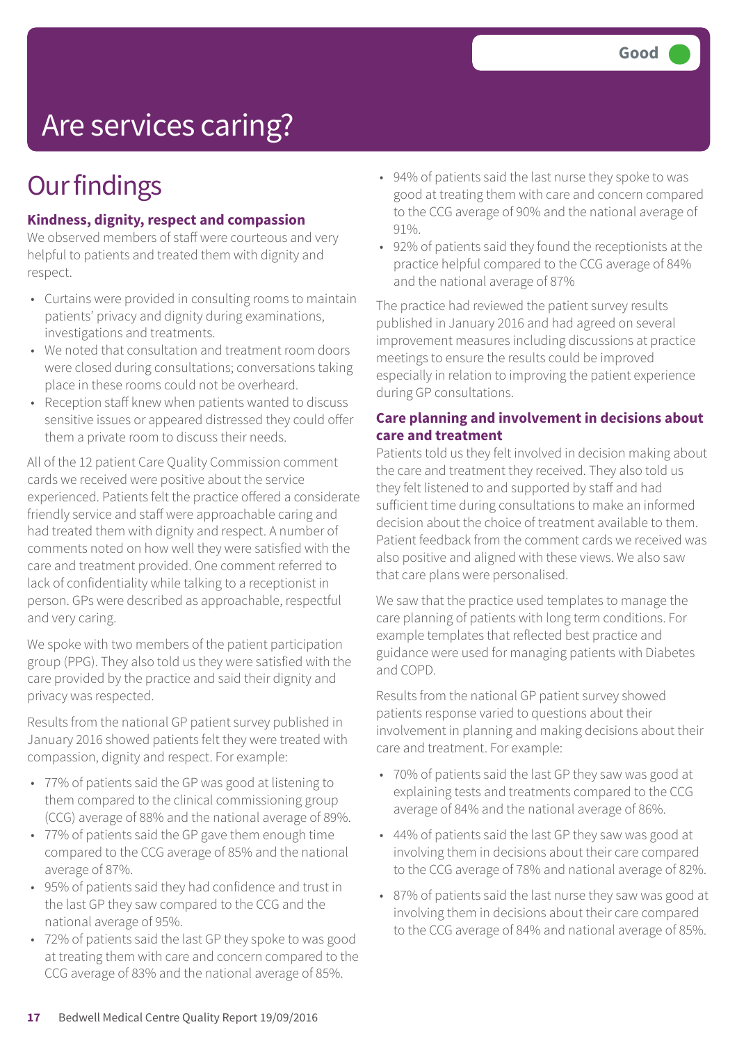# Are services caring?

**Good**

## Our findings

### Kindness, dignity, respect and compassion

We observed members of staff were courteous and very helpful to patients and treated them with dignity and respect.

- Curtains were provided in consulting rooms to maintain patients' privacy and dignity during examinations, investigations and treatments.
- We noted that consultation and treatment room doors were closed during consultations; conversations taking place in these rooms could not be overheard.
- Reception staff knew when patients wanted to discuss sensitive issues or appeared distressed they could offer them a private room to discuss their needs.

All of the 12 patient Care Quality Commission comment cards we received were positive about the service experienced. Patients felt the practice offered a considerate friendly service and staff were approachable caring and had treated them with dignity and respect. A number of comments noted on how well they were satisfied with the care and treatment provided. One comment referred to lack of confidentiality while talking to a receptionist in person. GPs were described as approachable, respectful and very caring.

We spoke with two members of the patient participation group (PPG). They also told us they were satisfied with the care provided by the practice and said their dignity and privacy was respected.

Results from the national GP patient survey published in January 2016 showed patients felt they were treated with compassion, dignity and respect. For example:

- 77% of patients said the GP was good at listening to them compared to the clinical commissioning group (CCG) average of 88% and the national average of 89%.
- 77% of patients said the GP gave them enough time compared to the CCG average of 85% and the national average of 87%.
- 95% of patients said they had confidence and trust in the last GP they saw compared to the CCG and the national average of 95%.
- 72% of patients said the last GP they spoke to was good at treating them with care and concern compared to the CCG average of 83% and the national average of 85%.
- 94% of patients said the last nurse they spoke to was good at treating them with care and concern compared to the CCG average of 90% and the national average of 91%.
- 92% of patients said they found the receptionists at the practice helpful compared to the CCG average of 84% and the national average of 87%

The practice had reviewed the patient survey results published in January 2016 and had agreed on several improvement measures including discussions at practice meetings to ensure the results could be improved especially in relation to improving the patient experience during GP consultations.

### Care planning and involvement in decisions about care and treatment

Patients told us they felt involved in decision making about the care and treatment they received. They also told us they felt listened to and supported by staff and had sufficient time during consultations to make an informed decision about the choice of treatment available to them. Patient feedback from the comment cards we received was also positive and aligned with these views. We also saw that care plans were personalised.

We saw that the practice used templates to manage the care planning of patients with long term conditions. For example templates that reflected best practice and guidance were used for managing patients with Diabetes and COPD.

Results from the national GP patient survey showed patients response varied to questions about their involvement in planning and making decisions about their care and treatment. For example:

- 70% of patients said the last GP they saw was good at explaining tests and treatments compared to the CCG average of 84% and the national average of 86%.
- 44% of patients said the last GP they saw was good at involving them in decisions about their care compared to the CCG average of 78% and national average of 82%.
- 87% of patients said the last nurse they saw was good at involving them in decisions about their care compared to the CCG average of 84% and national average of 85%.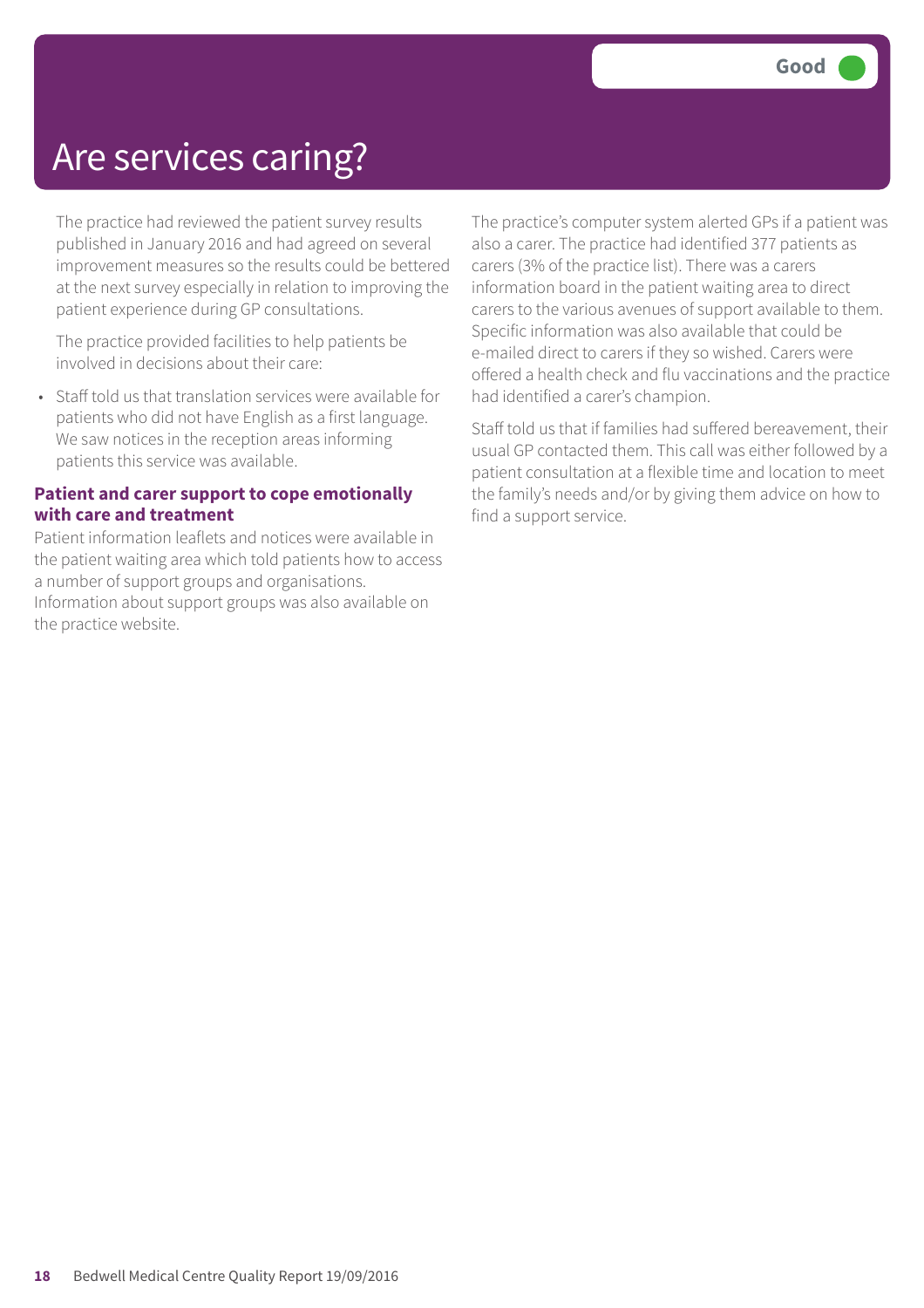# Are services caring?

Good

The practice had reviewed the patient survey results published in January 2016 and had agreed on several improvement measures so the results could be bettered at the next survey especially in relation to improving the patient experience during GP consultations.

The practice provided facilities to help patients be involved in decisions about their care:

- Staff told us that translation services were available for patients who did not have English as a first language. We saw notices in the reception areas informing patients this service was available.

### Patient and carer support to cope emotionally with care and treatment

Patient information leaflets and notices were available in the patient waiting area which told patients how to access a number of support groups and organisations. Information about support groups was also available on the practice website.

The practice's computer system alerted GPs if a patient was also a carer. The practice had identified 377 patients as carers (3% of the practice list). There was a carers information board in the patient waiting area to direct carers to the various avenues of support available to them. Specific information was also available that could be e-mailed direct to carers if they so wished. Carers were offered a health check and flu vaccinations and the practice had identified a carer's champion.

Staff told us that if families had suffered bereavement, their usual GP contacted them. This call was either followed by a patient consultation at a flexible time and location to meet the family's needs and/or by giving them advice on how to find a support service.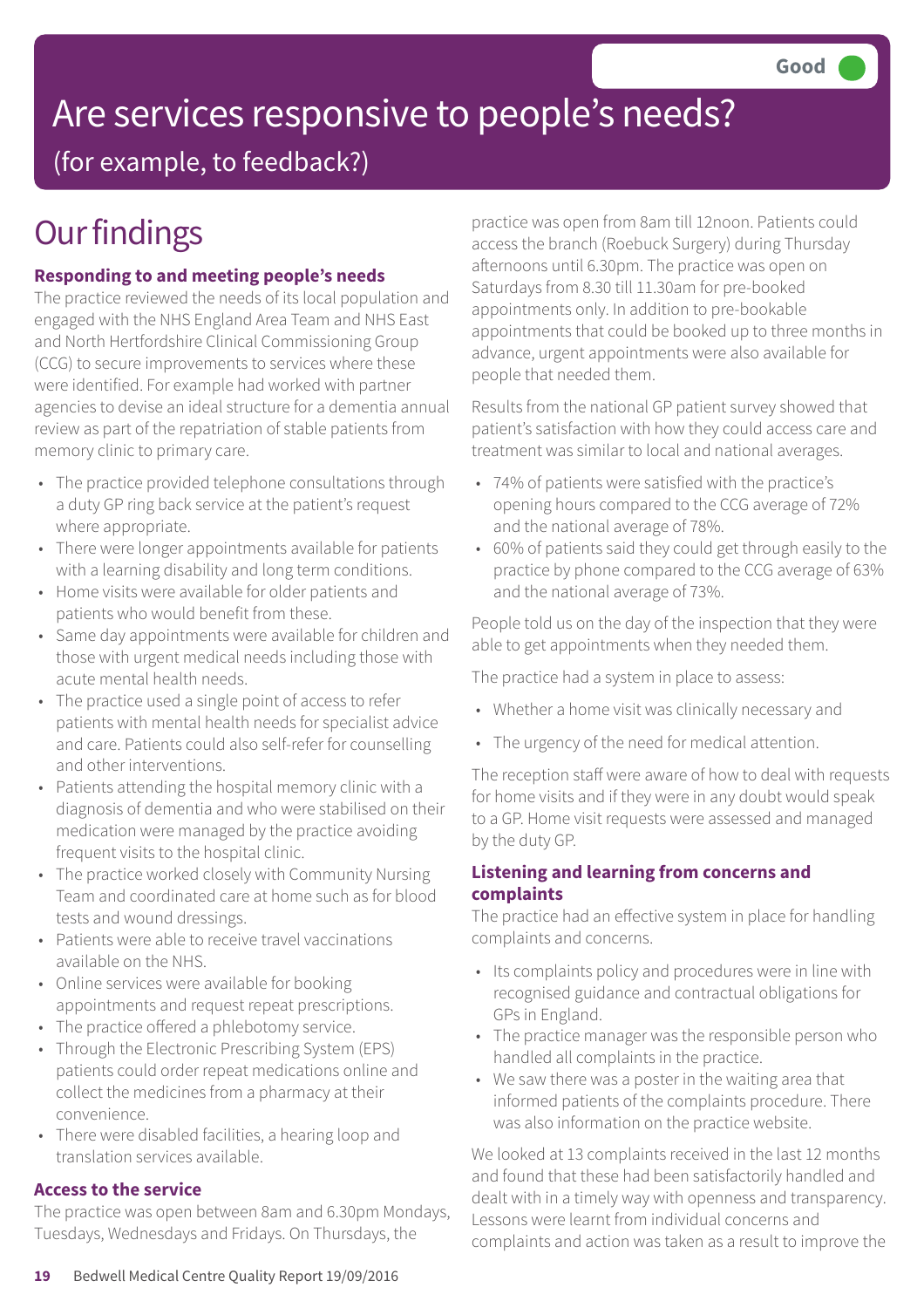Good

# Are services responsive to people's needs?

(for example, to feedback?)

## Our findings

### Responding to and meeting people's needs

The practice reviewed the needs of its local population and engaged with the NHS England Area Team and NHS East and North Hertfordshire Clinical Commissioning Group (CCG) to secure improvements to services where these were identified. For example had worked with partner agencies to devise an ideal structure for a dementia annual review as part of the repatriation of stable patients from memory clinic to primary care.

- The practice provided telephone consultations through a duty GP ring back service at the patient's request where appropriate.
- There were longer appointments available for patients with a learning disability and long term conditions.
- Home visits were available for older patients and patients who would benefit from these.
- Same day appointments were available for children and those with urgent medical needs including those with acute mental health needs.
- The practice used a single point of access to refer patients with mental health needs for specialist advice and care. Patients could also self-refer for counselling and other interventions.
- Patients attending the hospital memory clinic with a diagnosis of dementia and who were stabilised on their medication were managed by the practice avoiding frequent visits to the hospital clinic.
- The practice worked closely with Community Nursing Team and coordinated care at home such as for blood tests and wound dressings.
- Patients were able to receive travel vaccinations available on the NHS.
- Online services were available for booking appointments and request repeat prescriptions.
- The practice offered a phlebotomy service.
- Through the Electronic Prescribing System (EPS) patients could order repeat medications online and collect the medicines from a pharmacy at their convenience.
- There were disabled facilities, a hearing loop and translation services available.

### Access to the service

The practice was open between 8am and 6.30pm Mondays, Tuesdays, Wednesdays and Fridays. On Thursdays, the practice was open from 8am till 12noon. Patients could access the branch (Roebuck Surgery) during Thursday afternoons until 6.30pm. The practice was open on Saturdays from 8.30 till 11.30am for pre-booked appointments only. In addition to pre-bookable appointments that could be booked up to three months in advance, urgent appointments were also available for people that needed them.

Results from the national GP patient survey showed that patient's satisfaction with how they could access care and treatment was similar to local and national averages.

- 74% of patients were satisfied with the practice's opening hours compared to the CCG average of 72% and the national average of 78%.
- 60% of patients said they could get through easily to the practice by phone compared to the CCG average of 63% and the national average of 73%.

People told us on the day of the inspection that they were able to get appointments when they needed them.

The practice had a system in place to assess:

- Whether a home visit was clinically necessary and
- The urgency of the need for medical attention.

The reception staff were aware of how to deal with requests for home visits and if they were in any doubt would speak to a GP. Home visit requests were assessed and managed by the duty GP.

### Listening and learning from concerns and complaints

The practice had an effective system in place for handling complaints and concerns.

- Its complaints policy and procedures were in line with recognised guidance and contractual obligations for GPs in England.
- The practice manager was the responsible person who handled all complaints in the practice.
- We saw there was a poster in the waiting area that informed patients of the complaints procedure. There was also information on the practice website.

We looked at 13 complaints received in the last 12 months and found that these had been satisfactorily handled and dealt with in a timely way with openness and transparency. Lessons were learnt from individual concerns and complaints and action was taken as a result to improve the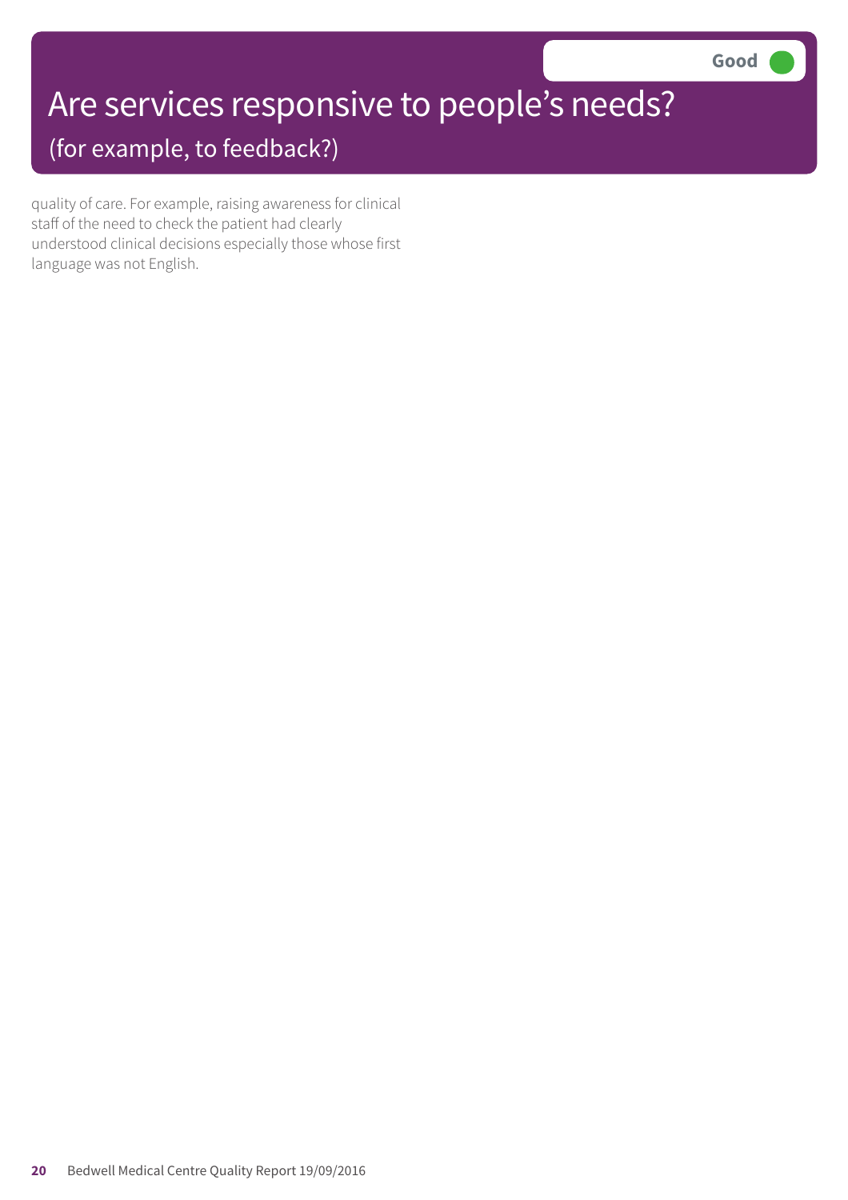# Are services responsive to people's needs?

## (for example, to feedback?)

**Good**

quality of care. For example, raising awareness for clinical staff of the need to check the patient had clearly understood clinical decisions especially those whose first language was not English.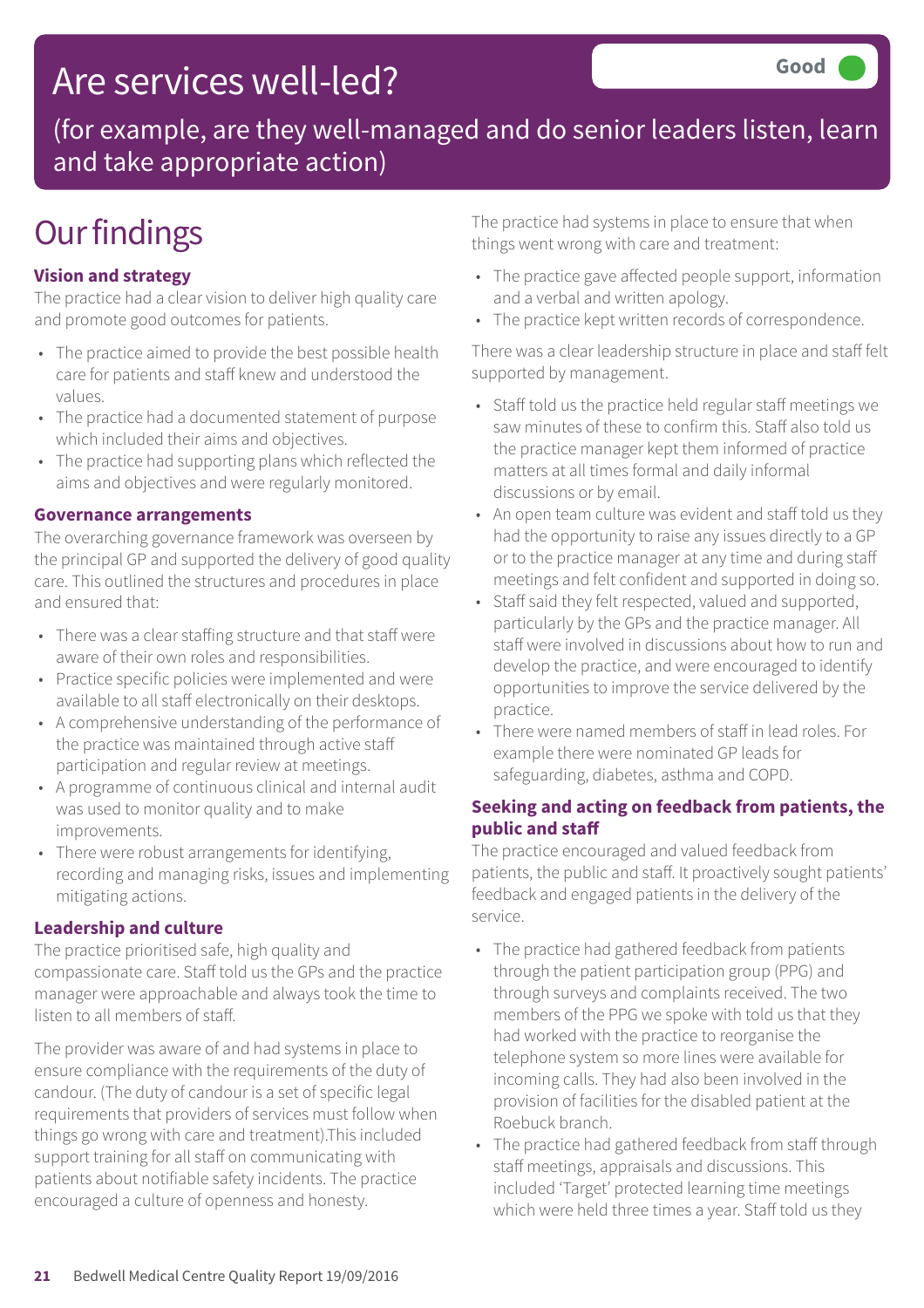# Are services well-led?

Good

(for example, are they well-managed and do senior leaders listen, learn and take appropriate action)

## Our findings

### Vision and strategy

The practice had a clear vision to deliver high quality care and promote good outcomes for patients.

- The practice aimed to provide the best possible health care for patients and staff knew and understood the values.
- The practice had a documented statement of purpose which included their aims and objectives.
- The practice had supporting plans which reflected the aims and objectives and were regularly monitored.

### Governance arrangements

The overarching governance framework was overseen by the principal GP and supported the delivery of good quality care. This outlined the structures and procedures in place and ensured that:

- There was a clear staffing structure and that staff were aware of their own roles and responsibilities.
- Practice specific policies were implemented and were available to all staff electronically on their desktops.
- A comprehensive understanding of the performance of the practice was maintained through active staff participation and regular review at meetings.
- A programme of continuous clinical and internal audit was used to monitor quality and to make improvements.
- There were robust arrangements for identifying, recording and managing risks, issues and implementing mitigating actions.

### Leadership and culture

The practice prioritised safe, high quality and compassionate care. Staff told us the GPs and the practice manager were approachable and always took the time to listen to all members of staff.

The provider was aware of and had systems in place to ensure compliance with the requirements of the duty of candour. (The duty of candour is a set of specific legal requirements that providers of services must follow when things go wrong with care and treatment).This included support training for all staff on communicating with patients about notifiable safety incidents. The practice encouraged a culture of openness and honesty.

The practice had systems in place to ensure that when things went wrong with care and treatment:

- The practice gave affected people support, information and a verbal and written apology.
- The practice kept written records of correspondence.

There was a clear leadership structure in place and staff felt supported by management.

- Staff told us the practice held regular staff meetings we saw minutes of these to confirm this. Staff also told us the practice manager kept them informed of practice matters at all times formal and daily informal discussions or by email.
- An open team culture was evident and staff told us they had the opportunity to raise any issues directly to a GP or to the practice manager at any time and during staff meetings and felt confident and supported in doing so.
- Staff said they felt respected, valued and supported, particularly by the GPs and the practice manager. All staff were involved in discussions about how to run and develop the practice, and were encouraged to identify opportunities to improve the service delivered by the practice.
- There were named members of staff in lead roles. For example there were nominated GP leads for safeguarding, diabetes, asthma and COPD.

### Seeking and acting on feedback from patients, the public and staff

The practice encouraged and valued feedback from patients, the public and staff. It proactively sought patients' feedback and engaged patients in the delivery of the service.

- The practice had gathered feedback from patients through the patient participation group (PPG) and through surveys and complaints received. The two members of the PPG we spoke with told us that they had worked with the practice to reorganise the telephone system so more lines were available for incoming calls. They had also been involved in the provision of facilities for the disabled patient at the Roebuck branch.
- The practice had gathered feedback from staff through staff meetings, appraisals and discussions. This included 'Target' protected learning time meetings which were held three times a year. Staff told us they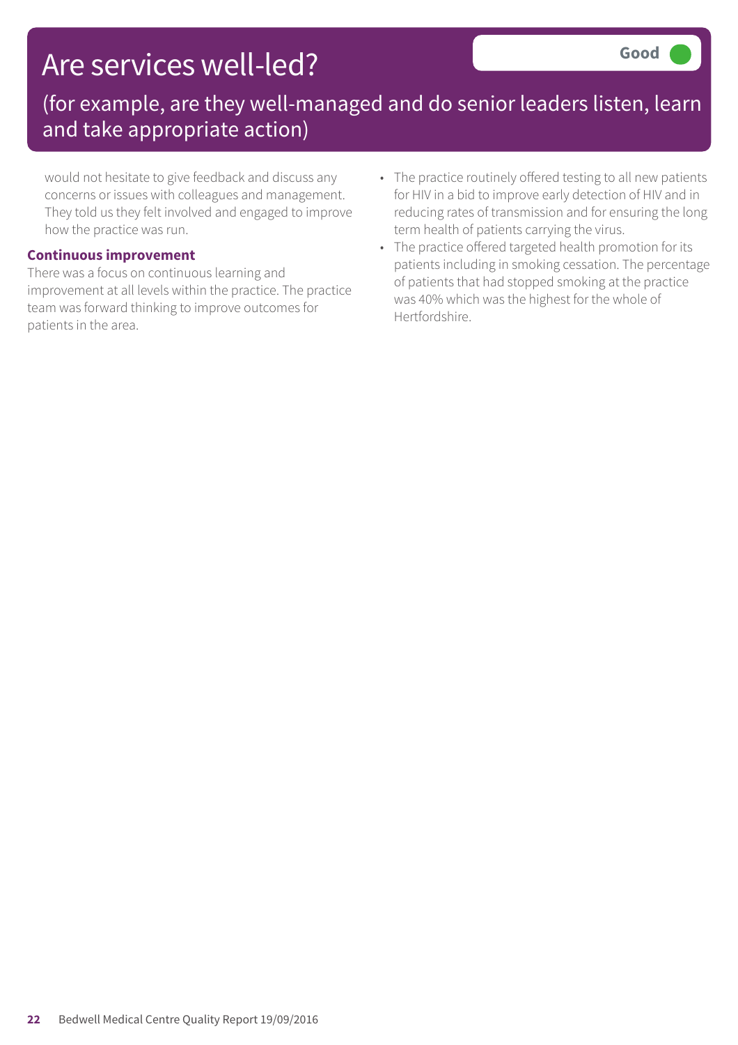# Are services well-led?

Good

(for example, are they well-managed and do senior leaders listen, learn and take appropriate action)

would not hesitate to give feedback and discuss any concerns or issues with colleagues and management. They told us they felt involved and engaged to improve how the practice was run.

**Continuous improvement**

There was a focus on continuous learning and improvement at all levels within the practice. The practice team was forward thinking to improve outcomes for patients in the area.

- The practice routinely offered testing to all new patients for HIV in a bid to improve early detection of HIV and in reducing rates of transmission and for ensuring the long term health of patients carrying the virus.
- The practice offered targeted health promotion for its patients including in smoking cessation. The percentage of patients that had stopped smoking at the practice was 40% which was the highest for the whole of Hertfordshire.